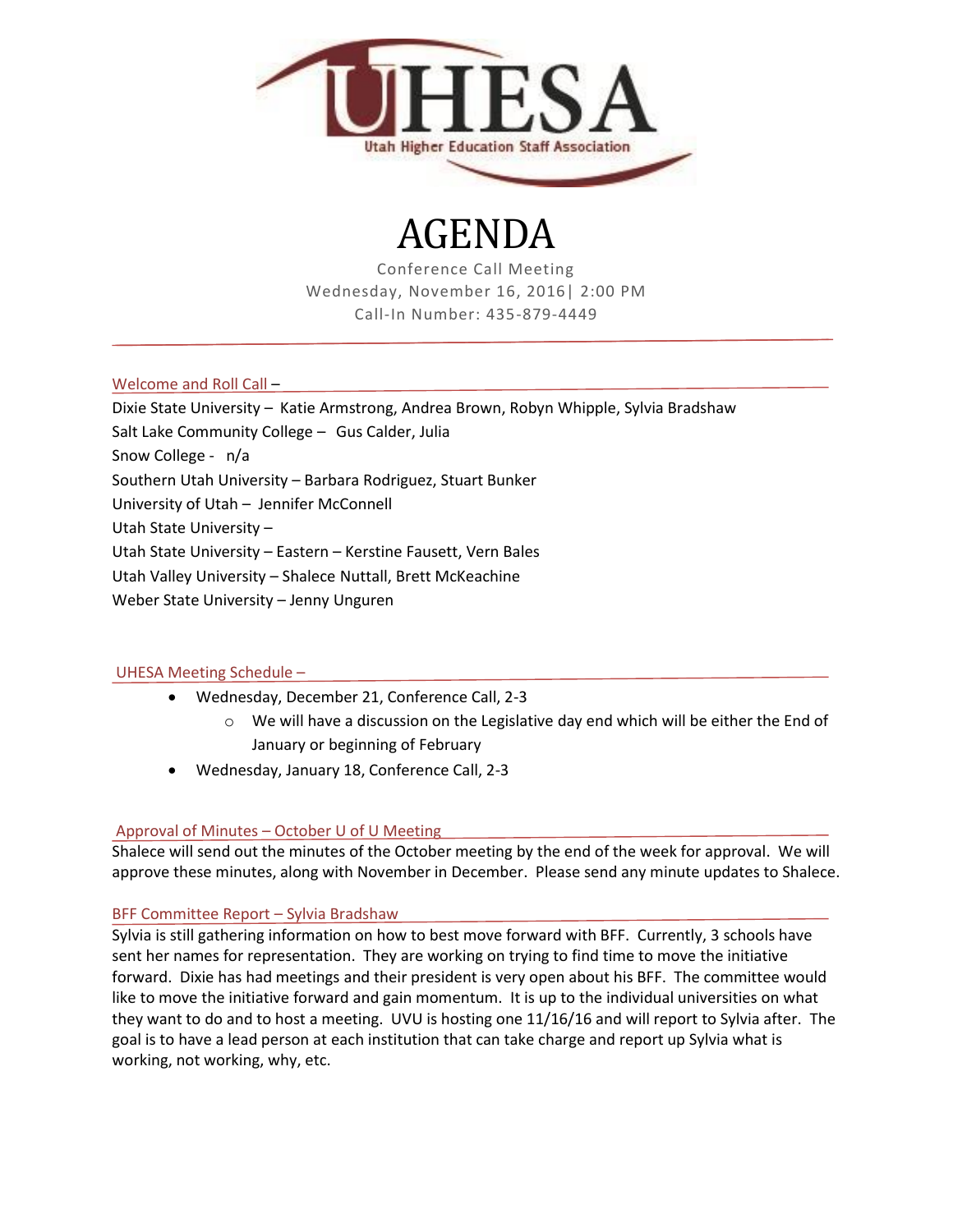UHESA
Utah Higher Education Staff Association

# AGENDA

Conference Call Meeting
Wednesday, November 16, 2016| 2:00 PM
Call-In Number: 435-879-4449

## Welcome and Roll Call –

Dixie State University – Katie Armstrong, Andrea Brown, Robyn Whipple, Sylvia Bradshaw
Salt Lake Community College – Gus Calder, Julia
Snow College - n/a
Southern Utah University – Barbara Rodriguez, Stuart Bunker
University of Utah – Jennifer McConnell
Utah State University –
Utah State University – Eastern – Kerstine Fausett, Vern Bales
Utah Valley University – Shalece Nuttall, Brett McKeachine
Weber State University – Jenny Unguren

## UHESA Meeting Schedule –

- Wednesday, December 21, Conference Call, 2-3
    - We will have a discussion on the Legislative day end which will be either the End of January or beginning of February
- Wednesday, January 18, Conference Call, 2-3

## Approval of Minutes – October U of U Meeting

Shalece will send out the minutes of the October meeting by the end of the week for approval. We will approve these minutes, along with November in December. Please send any minute updates to Shalece.

## BFF Committee Report – Sylvia Bradshaw

Sylvia is still gathering information on how to best move forward with BFF. Currently, 3 schools have sent her names for representation. They are working on trying to find time to move the initiative forward. Dixie has had meetings and their president is very open about his BFF. The committee would like to move the initiative forward and gain momentum. It is up to the individual universities on what they want to do and to host a meeting. UVU is hosting one 11/16/16 and will report to Sylvia after. The goal is to have a lead person at each institution that can take charge and report up Sylvia what is working, not working, why, etc.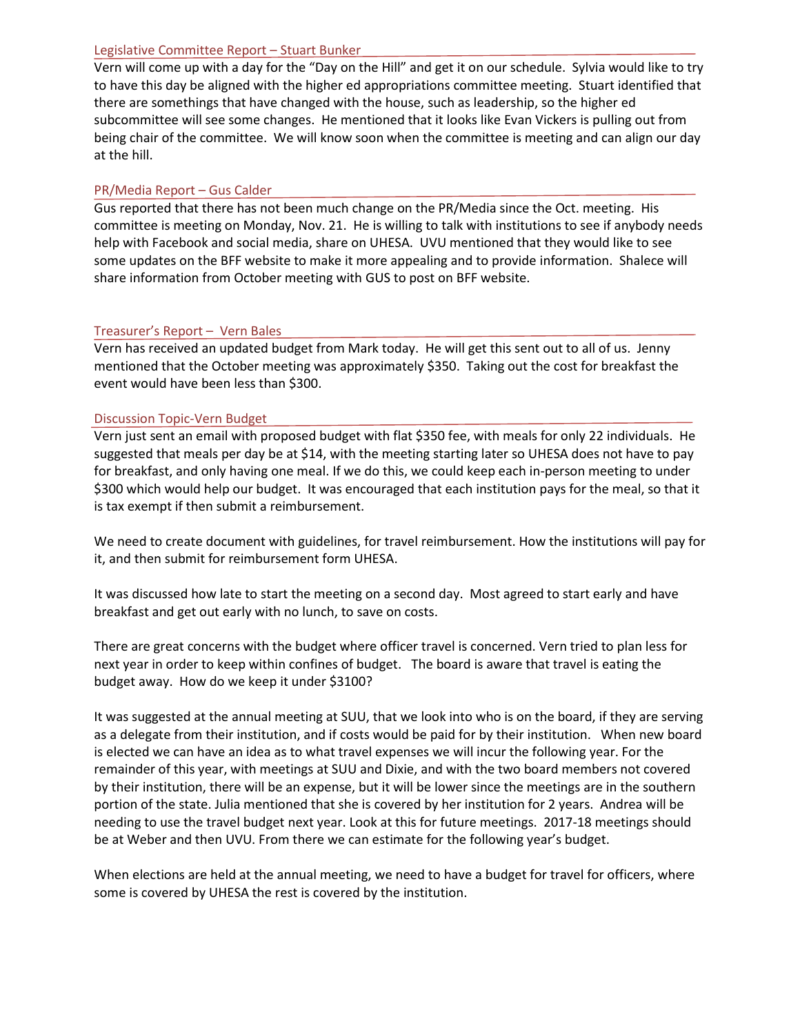## Legislative Committee Report – Stuart Bunker

Vern will come up with a day for the "Day on the Hill" and get it on our schedule. Sylvia would like to try to have this day be aligned with the higher ed appropriations committee meeting. Stuart identified that there are somethings that have changed with the house, such as leadership, so the higher ed subcommittee will see some changes. He mentioned that it looks like Evan Vickers is pulling out from being chair of the committee. We will know soon when the committee is meeting and can align our day at the hill.

## PR/Media Report – Gus Calder

Gus reported that there has not been much change on the PR/Media since the Oct. meeting. His committee is meeting on Monday, Nov. 21. He is willing to talk with institutions to see if anybody needs help with Facebook and social media, share on UHESA. UVU mentioned that they would like to see some updates on the BFF website to make it more appealing and to provide information. Shalece will share information from October meeting with GUS to post on BFF website.

## Treasurer's Report – Vern Bales

Vern has received an updated budget from Mark today. He will get this sent out to all of us. Jenny mentioned that the October meeting was approximately $350. Taking out the cost for breakfast the event would have been less than $300.

## Discussion Topic-Vern Budget

Vern just sent an email with proposed budget with flat $350 fee, with meals for only 22 individuals. He suggested that meals per day be at $14, with the meeting starting later so UHESA does not have to pay for breakfast, and only having one meal. If we do this, we could keep each in-person meeting to under $300 which would help our budget. It was encouraged that each institution pays for the meal, so that it is tax exempt if then submit a reimbursement.

We need to create document with guidelines, for travel reimbursement. How the institutions will pay for it, and then submit for reimbursement form UHESA.

It was discussed how late to start the meeting on a second day. Most agreed to start early and have breakfast and get out early with no lunch, to save on costs.

There are great concerns with the budget where officer travel is concerned. Vern tried to plan less for next year in order to keep within confines of budget. The board is aware that travel is eating the budget away. How do we keep it under $3100?

It was suggested at the annual meeting at SUU, that we look into who is on the board, if they are serving as a delegate from their institution, and if costs would be paid for by their institution. When new board is elected we can have an idea as to what travel expenses we will incur the following year. For the remainder of this year, with meetings at SUU and Dixie, and with the two board members not covered by their institution, there will be an expense, but it will be lower since the meetings are in the southern portion of the state. Julia mentioned that she is covered by her institution for 2 years. Andrea will be needing to use the travel budget next year. Look at this for future meetings. 2017-18 meetings should be at Weber and then UVU. From there we can estimate for the following year's budget.

When elections are held at the annual meeting, we need to have a budget for travel for officers, where some is covered by UHESA the rest is covered by the institution.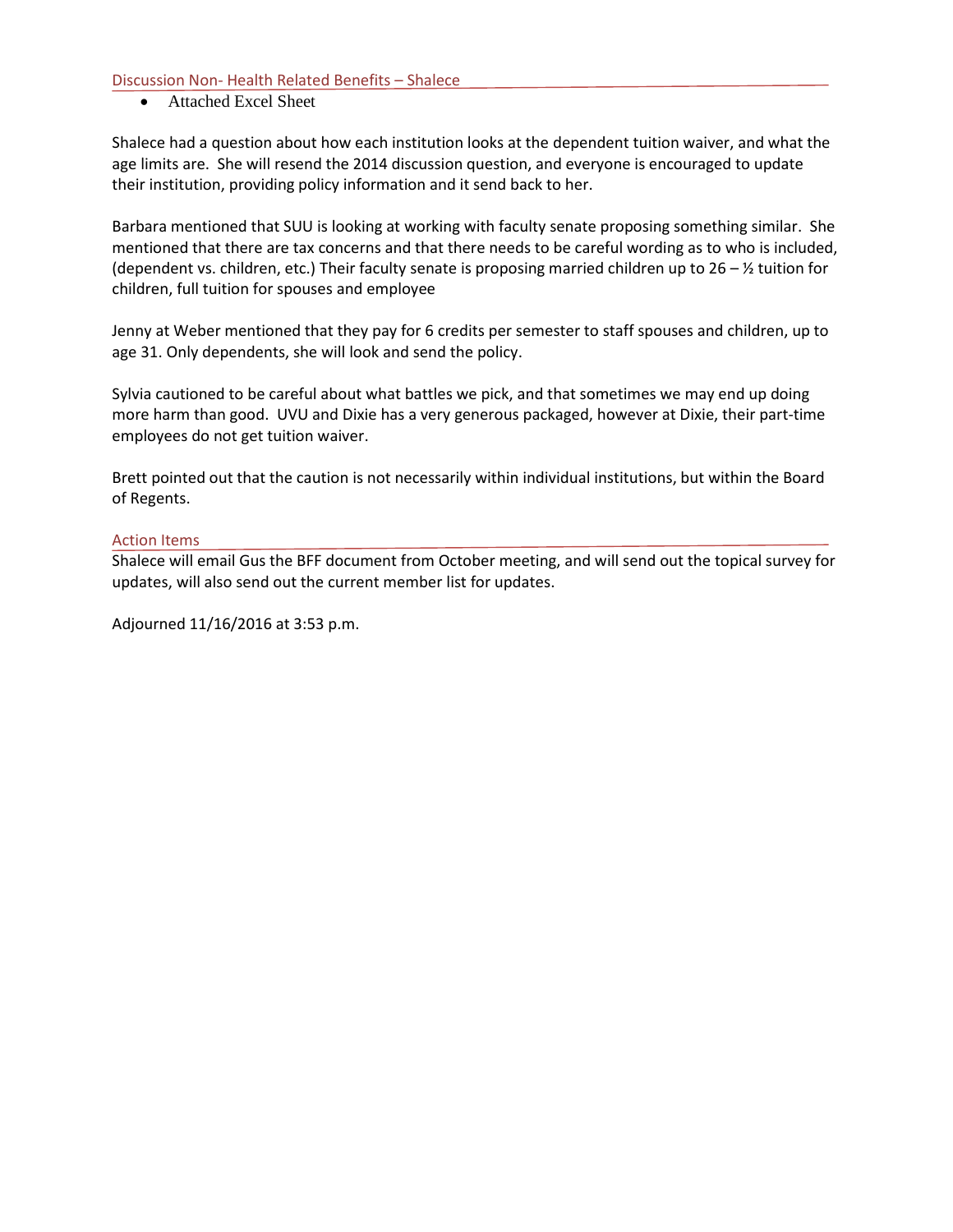## Discussion Non- Health Related Benefits – Shalece

- Attached Excel Sheet

Shalece had a question about how each institution looks at the dependent tuition waiver, and what the age limits are. She will resend the 2014 discussion question, and everyone is encouraged to update their institution, providing policy information and it send back to her.

Barbara mentioned that SUU is looking at working with faculty senate proposing something similar. She mentioned that there are tax concerns and that there needs to be careful wording as to who is included, (dependent vs. children, etc.) Their faculty senate is proposing married children up to 26 – ½ tuition for children, full tuition for spouses and employee

Jenny at Weber mentioned that they pay for 6 credits per semester to staff spouses and children, up to age 31. Only dependents, she will look and send the policy.

Sylvia cautioned to be careful about what battles we pick, and that sometimes we may end up doing more harm than good. UVU and Dixie has a very generous packaged, however at Dixie, their part-time employees do not get tuition waiver.

Brett pointed out that the caution is not necessarily within individual institutions, but within the Board of Regents.

## Action Items

Shalece will email Gus the BFF document from October meeting, and will send out the topical survey for updates, will also send out the current member list for updates.

Adjourned 11/16/2016 at 3:53 p.m.